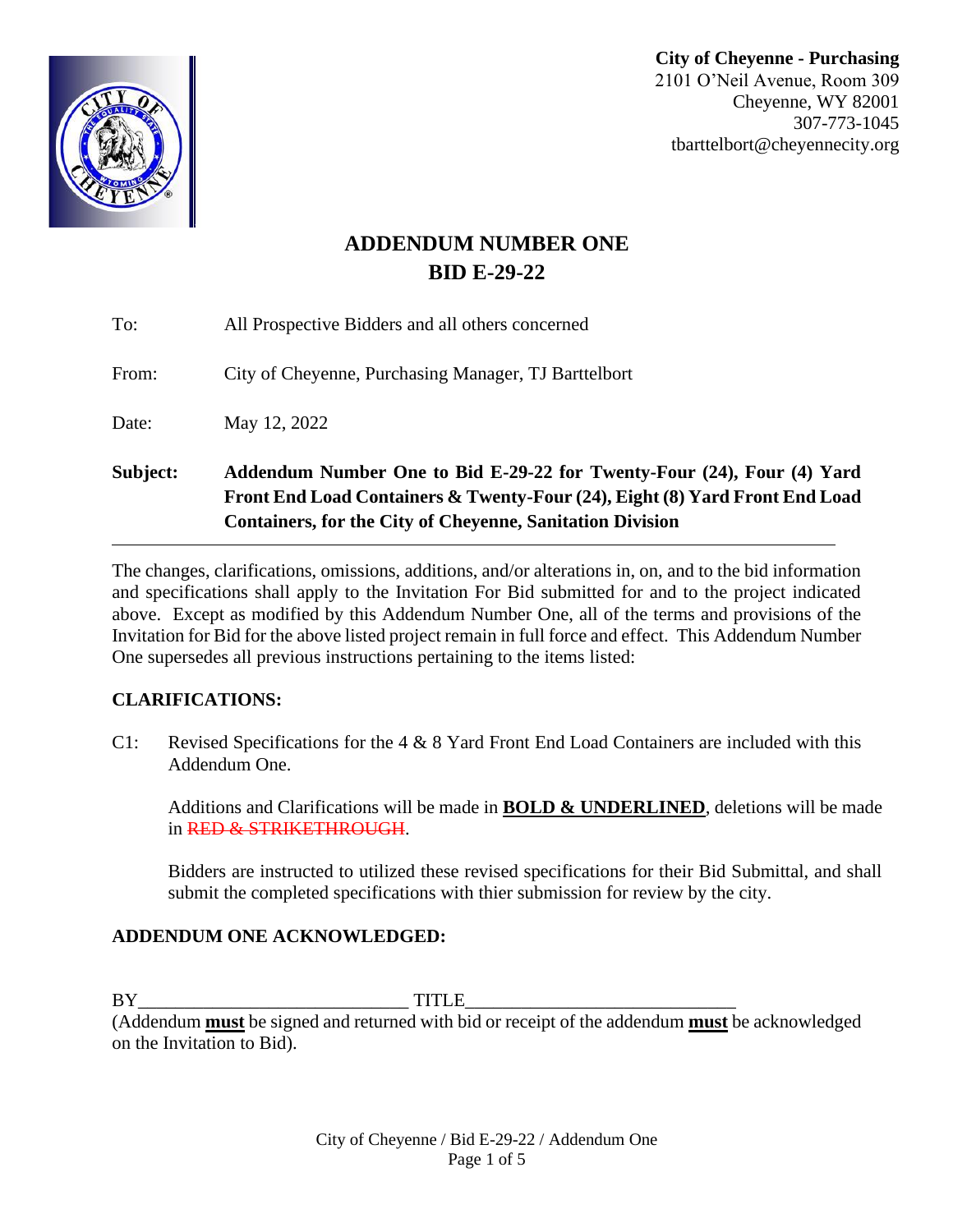**City of Cheyenne - Purchasing**
2101 O'Neil Avenue, Room 309
Cheyenne, WY 82001
307-773-1045
tbarttelbort@cheyennecity.org

# ADDENDUM NUMBER ONE
# BID E-29-22

To: All Prospective Bidders and all others concerned

From: City of Cheyenne, Purchasing Manager, TJ Barttelbort

Date: May 12, 2022

**Subject:** **Addendum Number One to Bid E-29-22 for Twenty-Four (24), Four (4) Yard Front End Load Containers & Twenty-Four (24), Eight (8) Yard Front End Load Containers, for the City of Cheyenne, Sanitation Division**

---

The changes, clarifications, omissions, additions, and/or alterations in, on, and to the bid information and specifications shall apply to the Invitation For Bid submitted for and to the project indicated above. Except as modified by this Addendum Number One, all of the terms and provisions of the Invitation for Bid for the above listed project remain in full force and effect. This Addendum Number One supersedes all previous instructions pertaining to the items listed:

## CLARIFICATIONS:

C1: Revised Specifications for the 4 & 8 Yard Front End Load Containers are included with this Addendum One.

Additions and Clarifications will be made in **<u>BOLD & UNDERLINED</u>**, deletions will be made in ~~RED & STRIKETHROUGH~~.

Bidders are instructed to utilized these revised specifications for their Bid Submittal, and shall submit the completed specifications with thier submission for review by the city.

## ADDENDUM ONE ACKNOWLEDGED:

BY____________________________ TITLE____________________________

(Addendum **<u>must</u>** be signed and returned with bid or receipt of the addendum **<u>must</u>** be acknowledged on the Invitation to Bid).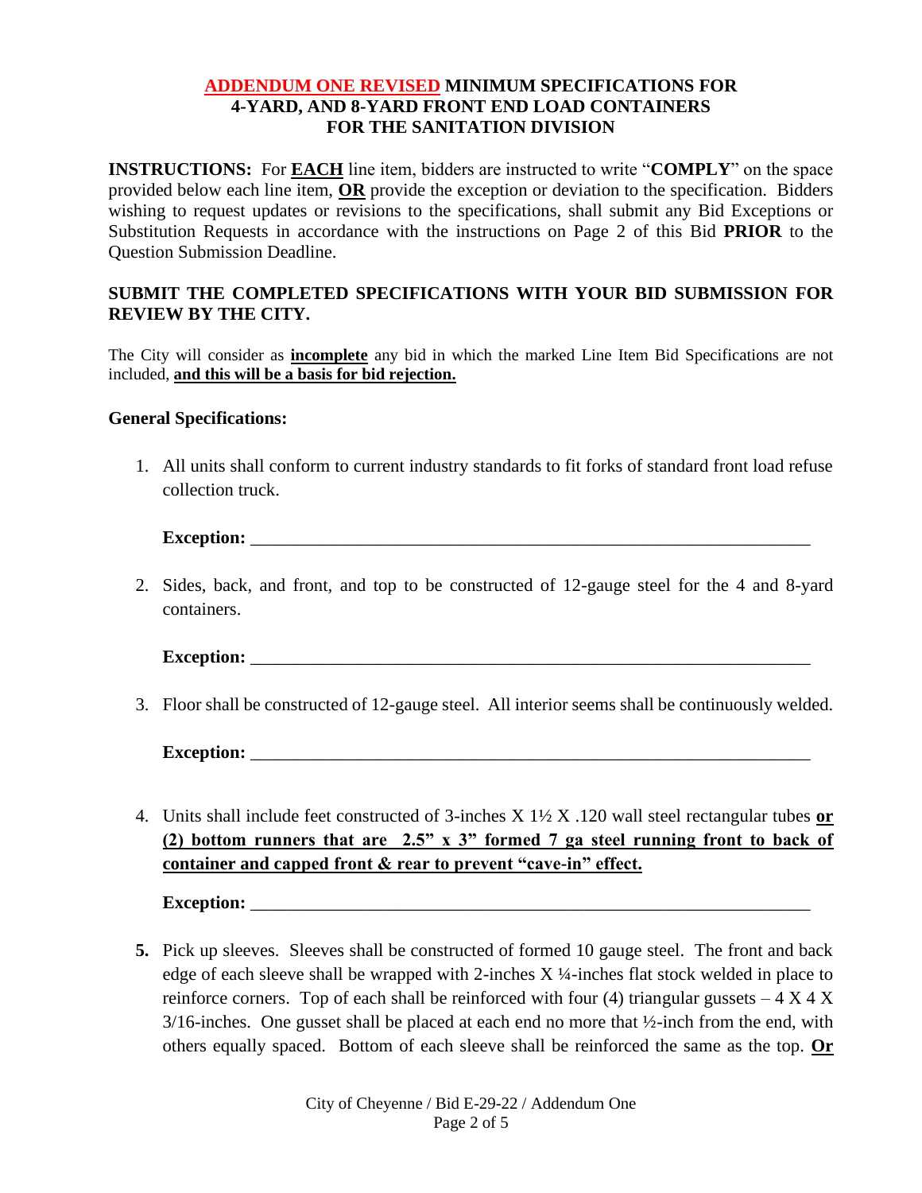## ADDENDUM ONE REVISED MINIMUM SPECIFICATIONS FOR 4-YARD, AND 8-YARD FRONT END LOAD CONTAINERS FOR THE SANITATION DIVISION

**INSTRUCTIONS:** For **EACH** line item, bidders are instructed to write "**COMPLY**" on the space provided below each line item, **OR** provide the exception or deviation to the specification. Bidders wishing to request updates or revisions to the specifications, shall submit any Bid Exceptions or Substitution Requests in accordance with the instructions on Page 2 of this Bid **PRIOR** to the Question Submission Deadline.

**SUBMIT THE COMPLETED SPECIFICATIONS WITH YOUR BID SUBMISSION FOR REVIEW BY THE CITY.**

The City will consider as **incomplete** any bid in which the marked Line Item Bid Specifications are not included, **and this will be a basis for bid rejection.**

**General Specifications:**

1. All units shall conform to current industry standards to fit forks of standard front load refuse collection truck.

   **Exception:** ____________________________________________

2. Sides, back, and front, and top to be constructed of 12-gauge steel for the 4 and 8-yard containers.

   **Exception:** ____________________________________________

3. Floor shall be constructed of 12-gauge steel. All interior seems shall be continuously welded.

   **Exception:** ____________________________________________

4. Units shall include feet constructed of 3-inches X 1½ X .120 wall steel rectangular tubes **or (2) bottom runners that are 2.5" x 3" formed 7 ga steel running front to back of container and capped front & rear to prevent "cave-in" effect.**

   **Exception:** ____________________________________________

5. Pick up sleeves. Sleeves shall be constructed of formed 10 gauge steel. The front and back edge of each sleeve shall be wrapped with 2-inches X ¼-inches flat stock welded in place to reinforce corners. Top of each shall be reinforced with four (4) triangular gussets – 4 X 4 X 3/16-inches. One gusset shall be placed at each end no more that ½-inch from the end, with others equally spaced. Bottom of each sleeve shall be reinforced the same as the top. **Or**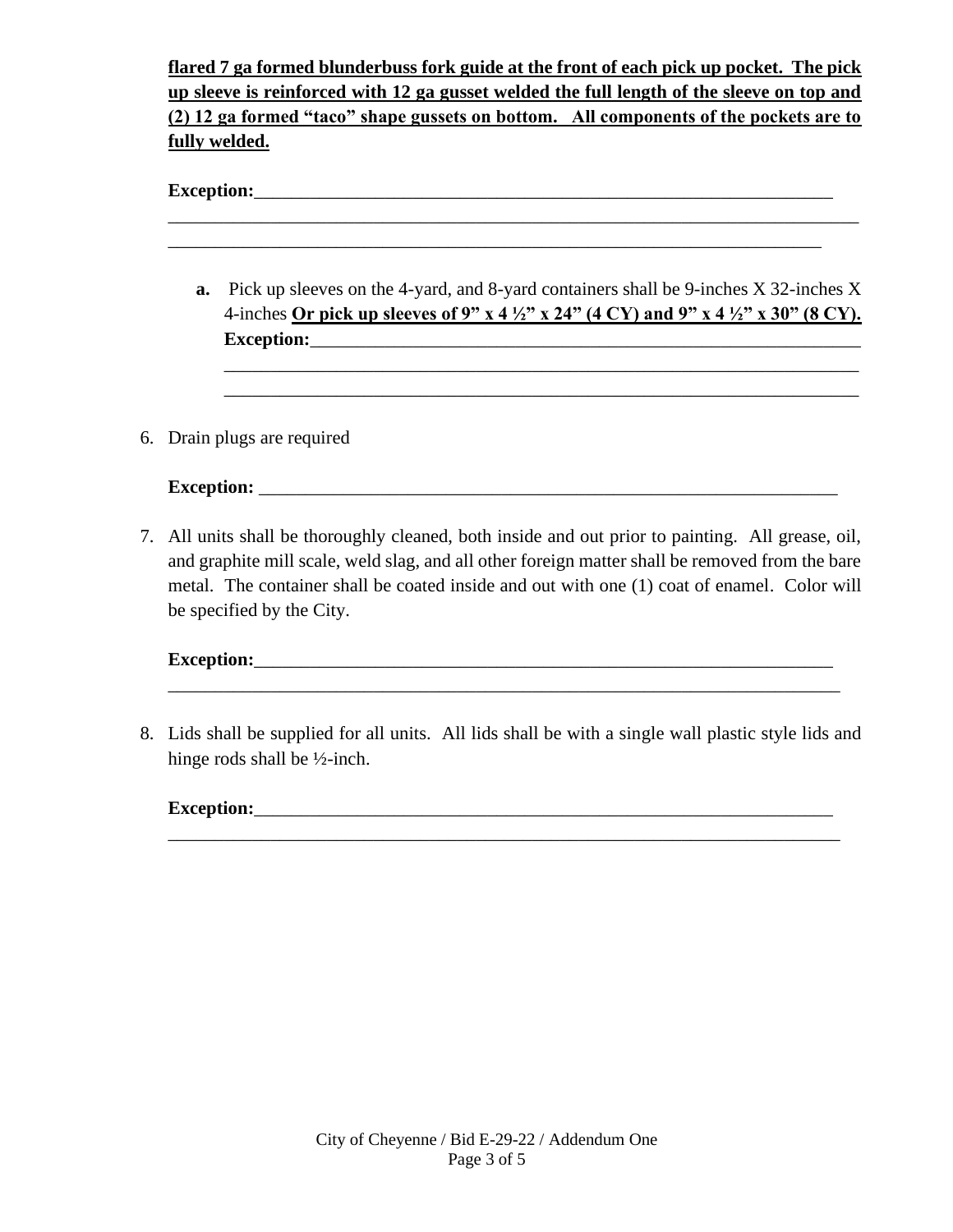**flared 7 ga formed blunderbuss fork guide at the front of each pick up pocket. The pick up sleeve is reinforced with 12 ga gusset welded the full length of the sleeve on top and (2) 12 ga formed "taco" shape gussets on bottom. All components of the pockets are to fully welded.**

**Exception:**\_\_\_\_\_\_\_\_\_\_\_\_\_\_\_\_\_\_\_\_\_\_\_\_\_\_\_\_\_\_\_\_\_\_\_\_\_\_\_\_\_\_\_\_\_\_\_\_\_\_\_\_\_\_\_\_\_\_\_\_\_\_\_\_\_\_\_\_
\_\_\_\_\_\_\_\_\_\_\_\_\_\_\_\_\_\_\_\_\_\_\_\_\_\_\_\_\_\_\_\_\_\_\_\_\_\_\_\_\_\_\_\_\_\_\_\_\_\_\_\_\_\_\_\_\_\_\_\_\_\_\_\_\_\_\_\_\_\_\_\_\_\_\_\_\_\_
\_\_\_\_\_\_\_\_\_\_\_\_\_\_\_\_\_\_\_\_\_\_\_\_\_\_\_\_\_\_\_\_\_\_\_\_\_\_\_\_\_\_\_\_\_\_\_\_\_\_\_\_\_\_\_\_\_\_\_\_\_\_\_\_\_\_\_\_\_\_\_\_\_

   **a.** Pick up sleeves on the 4-yard, and 8-yard containers shall be 9-inches X 32-inches X 4-inches **Or pick up sleeves of 9" x 4 ½" x 24" (4 CY) and 9" x 4 ½" x 30" (8 CY).**
   **Exception:**\_\_\_\_\_\_\_\_\_\_\_\_\_\_\_\_\_\_\_\_\_\_\_\_\_\_\_\_\_\_\_\_\_\_\_\_\_\_\_\_\_\_\_\_\_\_\_\_\_\_\_\_\_\_\_\_\_\_\_\_\_\_\_
   \_\_\_\_\_\_\_\_\_\_\_\_\_\_\_\_\_\_\_\_\_\_\_\_\_\_\_\_\_\_\_\_\_\_\_\_\_\_\_\_\_\_\_\_\_\_\_\_\_\_\_\_\_\_\_\_\_\_\_\_\_\_\_\_\_\_\_\_\_\_\_\_
   \_\_\_\_\_\_\_\_\_\_\_\_\_\_\_\_\_\_\_\_\_\_\_\_\_\_\_\_\_\_\_\_\_\_\_\_\_\_\_\_\_\_\_\_\_\_\_\_\_\_\_\_\_\_\_\_\_\_\_\_\_\_\_\_\_\_\_\_\_\_\_\_

6. Drain plugs are required

   **Exception:** \_\_\_\_\_\_\_\_\_\_\_\_\_\_\_\_\_\_\_\_\_\_\_\_\_\_\_\_\_\_\_\_\_\_\_\_\_\_\_\_\_\_\_\_\_\_\_\_\_\_\_\_\_\_\_\_\_\_\_\_\_\_\_\_\_\_\_

7. All units shall be thoroughly cleaned, both inside and out prior to painting. All grease, oil, and graphite mill scale, weld slag, and all other foreign matter shall be removed from the bare metal. The container shall be coated inside and out with one (1) coat of enamel. Color will be specified by the City.

   **Exception:**\_\_\_\_\_\_\_\_\_\_\_\_\_\_\_\_\_\_\_\_\_\_\_\_\_\_\_\_\_\_\_\_\_\_\_\_\_\_\_\_\_\_\_\_\_\_\_\_\_\_\_\_\_\_\_\_\_\_\_\_\_\_\_\_\_\_\_\_
   \_\_\_\_\_\_\_\_\_\_\_\_\_\_\_\_\_\_\_\_\_\_\_\_\_\_\_\_\_\_\_\_\_\_\_\_\_\_\_\_\_\_\_\_\_\_\_\_\_\_\_\_\_\_\_\_\_\_\_\_\_\_\_\_\_\_\_\_\_\_\_\_\_\_\_\_

8. Lids shall be supplied for all units. All lids shall be with a single wall plastic style lids and hinge rods shall be ½-inch.

   **Exception:**\_\_\_\_\_\_\_\_\_\_\_\_\_\_\_\_\_\_\_\_\_\_\_\_\_\_\_\_\_\_\_\_\_\_\_\_\_\_\_\_\_\_\_\_\_\_\_\_\_\_\_\_\_\_\_\_\_\_\_\_\_\_\_\_\_\_\_\_
   \_\_\_\_\_\_\_\_\_\_\_\_\_\_\_\_\_\_\_\_\_\_\_\_\_\_\_\_\_\_\_\_\_\_\_\_\_\_\_\_\_\_\_\_\_\_\_\_\_\_\_\_\_\_\_\_\_\_\_\_\_\_\_\_\_\_\_\_\_\_\_\_\_\_\_\_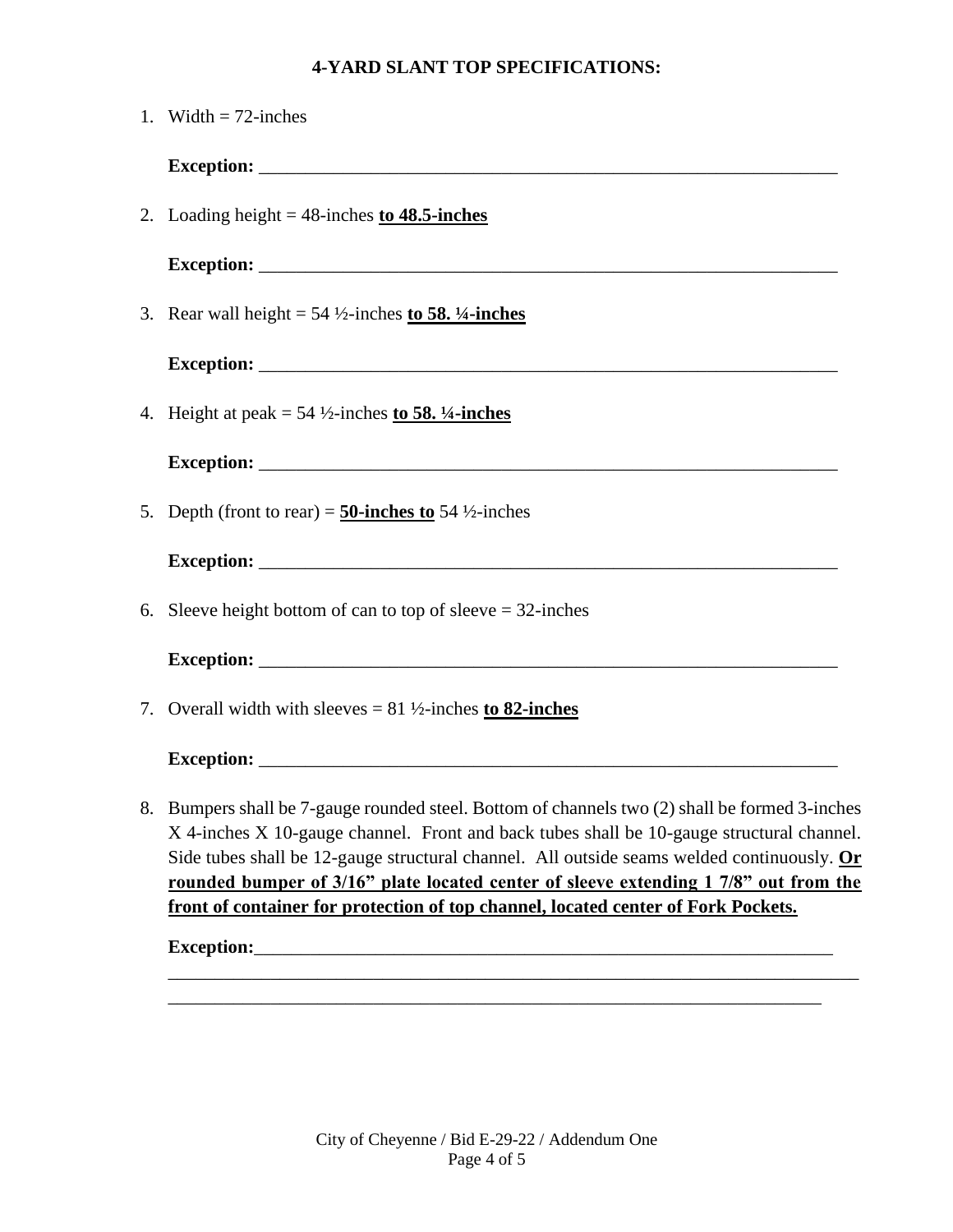**4-YARD SLANT TOP SPECIFICATIONS:**

1. Width = 72-inches

   **Exception:** ___________________________________________________________

2. Loading height = 48-inches **<u>to 48.5-inches</u>**

   **Exception:** ___________________________________________________________

3. Rear wall height = 54 ½-inches **<u>to 58. ¼-inches</u>**

   **Exception:** ___________________________________________________________

4. Height at peak = 54 ½-inches **<u>to 58. ¼-inches</u>**

   **Exception:** ___________________________________________________________

5. Depth (front to rear) = **<u>50-inches to</u>** 54 ½-inches

   **Exception:** ___________________________________________________________

6. Sleeve height bottom of can to top of sleeve = 32-inches

   **Exception:** ___________________________________________________________

7. Overall width with sleeves = 81 ½-inches **<u>to 82-inches</u>**

   **Exception:** ___________________________________________________________

8. Bumpers shall be 7-gauge rounded steel. Bottom of channels two (2) shall be formed 3-inches X 4-inches X 10-gauge channel. Front and back tubes shall be 10-gauge structural channel. Side tubes shall be 12-gauge structural channel. All outside seams welded continuously. **<u>Or rounded bumper of 3/16" plate located center of sleeve extending 1 7/8" out from the front of container for protection of top channel, located center of Fork Pockets.</u>**

   **Exception:**___________________________________________________________

   ___________________________________________________________________________

   ___________________________________________________________________________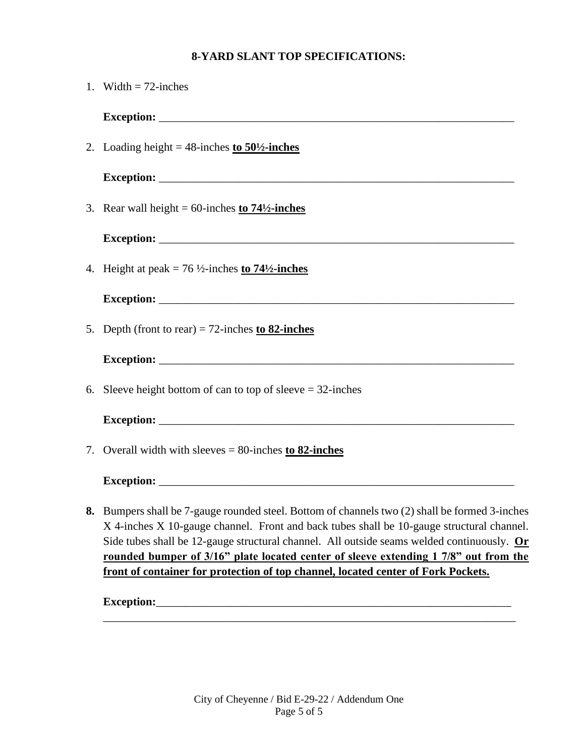**8-YARD SLANT TOP SPECIFICATIONS:**

1. Width = 72-inches

   **Exception:** ___________________________________________________________________

2. Loading height = 48-inches **to 50½-inches**

   **Exception:** ___________________________________________________________________

3. Rear wall height = 60-inches **to 74½-inches**

   **Exception:** ___________________________________________________________________

4. Height at peak = 76 ½-inches **to 74½-inches**

   **Exception:** ___________________________________________________________________

5. Depth (front to rear) = 72-inches **to 82-inches**

   **Exception:** ___________________________________________________________________

6. Sleeve height bottom of can to top of sleeve = 32-inches

   **Exception:** ___________________________________________________________________

7. Overall width with sleeves = 80-inches **to 82-inches**

   **Exception:** ___________________________________________________________________

8. Bumpers shall be 7-gauge rounded steel. Bottom of channels two (2) shall be formed 3-inches X 4-inches X 10-gauge channel. Front and back tubes shall be 10-gauge structural channel. Side tubes shall be 12-gauge structural channel. All outside seams welded continuously. **Or rounded bumper of 3/16" plate located center of sleeve extending 1 7/8" out from the front of container for protection of top channel, located center of Fork Pockets.**

   **Exception:**___________________________________________________________________
   ___________________________________________________________________________